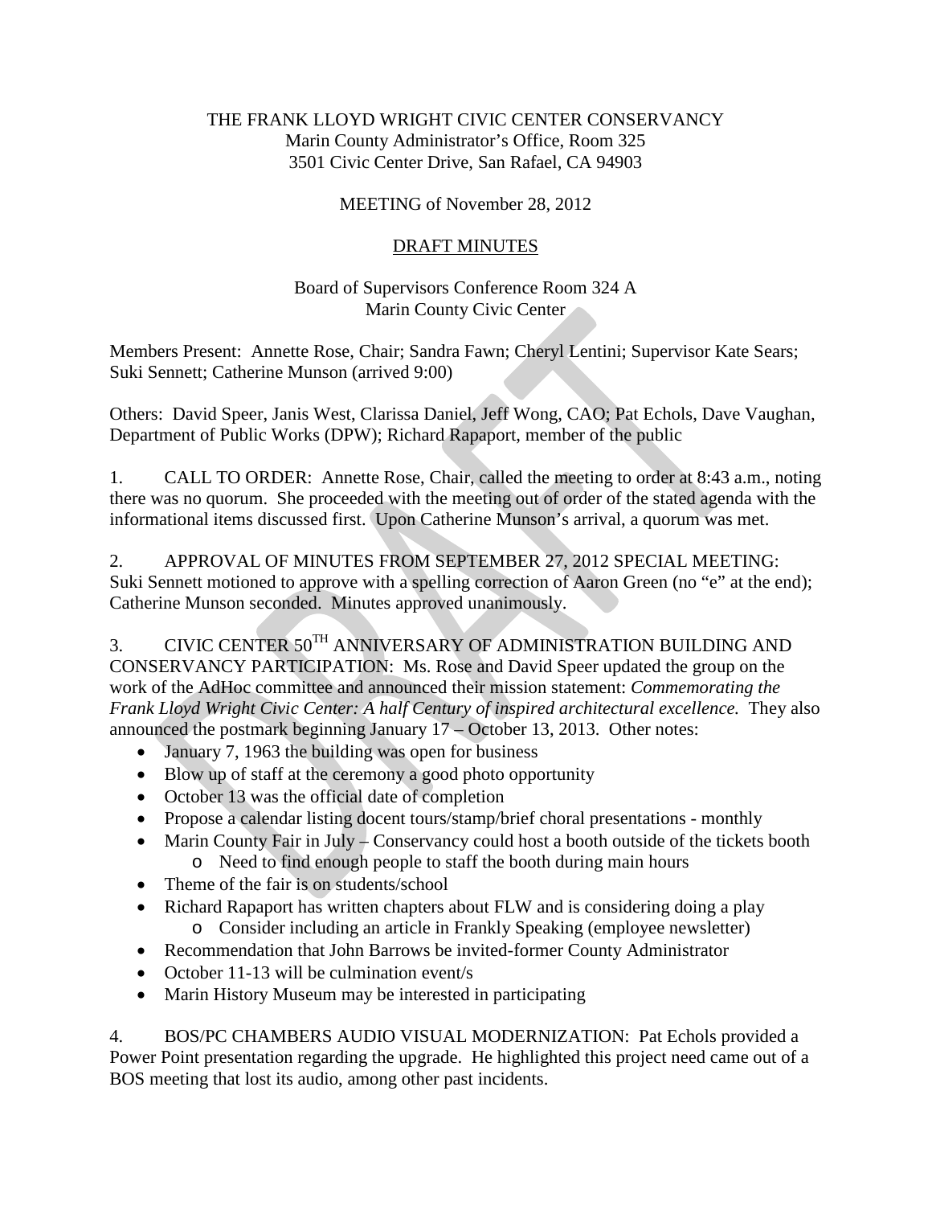THE FRANK LLOYD WRIGHT CIVIC CENTER CONSERVANCY
Marin County Administrator's Office, Room 325
3501 Civic Center Drive, San Rafael, CA 94903

MEETING of November 28, 2012

DRAFT MINUTES

Board of Supervisors Conference Room 324 A
Marin County Civic Center

Members Present: Annette Rose, Chair; Sandra Fawn; Cheryl Lentini; Supervisor Kate Sears; Suki Sennett; Catherine Munson (arrived 9:00)

Others: David Speer, Janis West, Clarissa Daniel, Jeff Wong, CAO; Pat Echols, Dave Vaughan, Department of Public Works (DPW); Richard Rapaport, member of the public

1. CALL TO ORDER: Annette Rose, Chair, called the meeting to order at 8:43 a.m., noting there was no quorum. She proceeded with the meeting out of order of the stated agenda with the informational items discussed first. Upon Catherine Munson's arrival, a quorum was met.

2. APPROVAL OF MINUTES FROM SEPTEMBER 27, 2012 SPECIAL MEETING: Suki Sennett motioned to approve with a spelling correction of Aaron Green (no "e" at the end); Catherine Munson seconded. Minutes approved unanimously.

3. CIVIC CENTER 50TH ANNIVERSARY OF ADMINISTRATION BUILDING AND CONSERVANCY PARTICIPATION: Ms. Rose and David Speer updated the group on the work of the AdHoc committee and announced their mission statement: *Commemorating the Frank Lloyd Wright Civic Center: A half Century of inspired architectural excellence.* They also announced the postmark beginning January 17 – October 13, 2013. Other notes:

- January 7, 1963 the building was open for business
- Blow up of staff at the ceremony a good photo opportunity
- October 13 was the official date of completion
- Propose a calendar listing docent tours/stamp/brief choral presentations - monthly
- Marin County Fair in July – Conservancy could host a booth outside of the tickets booth
  - Need to find enough people to staff the booth during main hours
- Theme of the fair is on students/school
- Richard Rapaport has written chapters about FLW and is considering doing a play
  - Consider including an article in Frankly Speaking (employee newsletter)
- Recommendation that John Barrows be invited-former County Administrator
- October 11-13 will be culmination event/s
- Marin History Museum may be interested in participating

4. BOS/PC CHAMBERS AUDIO VISUAL MODERNIZATION: Pat Echols provided a Power Point presentation regarding the upgrade. He highlighted this project need came out of a BOS meeting that lost its audio, among other past incidents.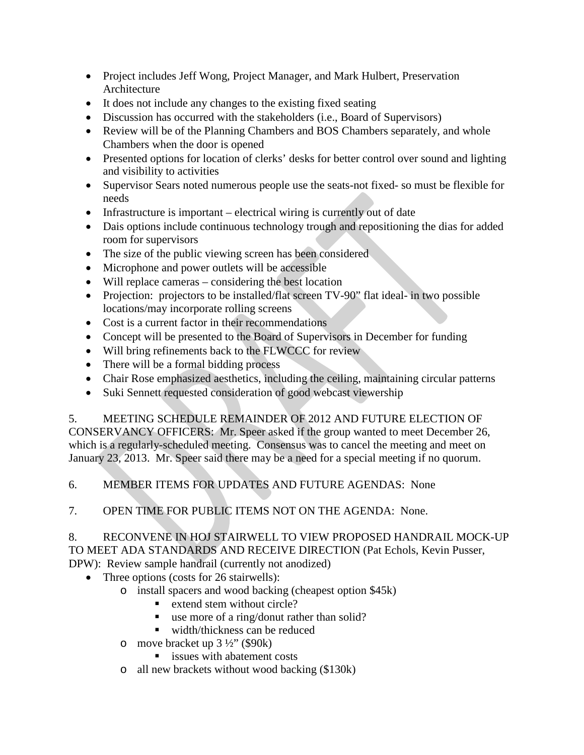- Project includes Jeff Wong, Project Manager, and Mark Hulbert, Preservation Architecture
- It does not include any changes to the existing fixed seating
- Discussion has occurred with the stakeholders (i.e., Board of Supervisors)
- Review will be of the Planning Chambers and BOS Chambers separately, and whole Chambers when the door is opened
- Presented options for location of clerks' desks for better control over sound and lighting and visibility to activities
- Supervisor Sears noted numerous people use the seats-not fixed- so must be flexible for needs
- Infrastructure is important – electrical wiring is currently out of date
- Dais options include continuous technology trough and repositioning the dias for added room for supervisors
- The size of the public viewing screen has been considered
- Microphone and power outlets will be accessible
- Will replace cameras – considering the best location
- Projection: projectors to be installed/flat screen TV-90" flat ideal- in two possible locations/may incorporate rolling screens
- Cost is a current factor in their recommendations
- Concept will be presented to the Board of Supervisors in December for funding
- Will bring refinements back to the FLWCCC for review
- There will be a formal bidding process
- Chair Rose emphasized aesthetics, including the ceiling, maintaining circular patterns
- Suki Sennett requested consideration of good webcast viewership

5. MEETING SCHEDULE REMAINDER OF 2012 AND FUTURE ELECTION OF CONSERVANCY OFFICERS: Mr. Speer asked if the group wanted to meet December 26, which is a regularly-scheduled meeting. Consensus was to cancel the meeting and meet on January 23, 2013. Mr. Speer said there may be a need for a special meeting if no quorum.

6. MEMBER ITEMS FOR UPDATES AND FUTURE AGENDAS: None

7. OPEN TIME FOR PUBLIC ITEMS NOT ON THE AGENDA: None.

8. RECONVENE IN HOJ STAIRWELL TO VIEW PROPOSED HANDRAIL MOCK-UP TO MEET ADA STANDARDS AND RECEIVE DIRECTION (Pat Echols, Kevin Pusser, DPW): Review sample handrail (currently not anodized)

- Three options (costs for 26 stairwells):
  - install spacers and wood backing (cheapest option $45k)
    - extend stem without circle?
    - use more of a ring/donut rather than solid?
    - width/thickness can be reduced
  - move bracket up 3 ½" ($90k)
    - issues with abatement costs
  - all new brackets without wood backing ($130k)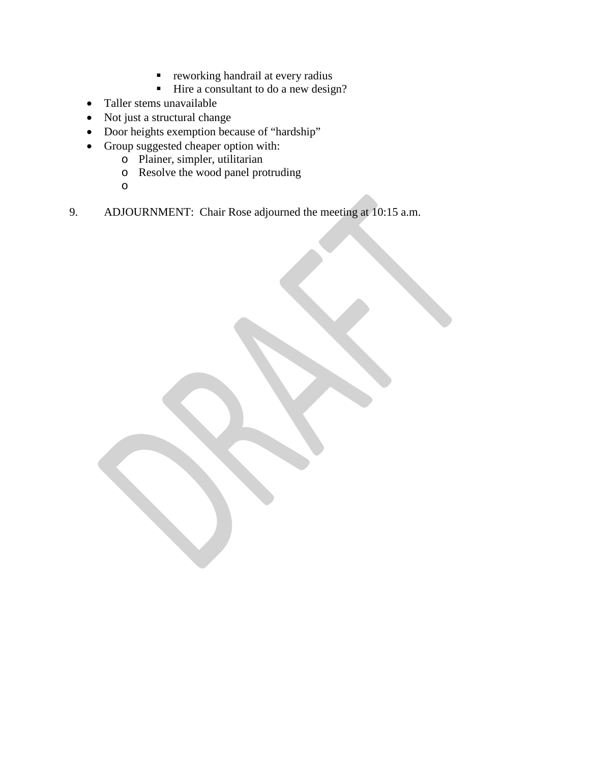- reworking handrail at every radius
        - Hire a consultant to do a new design?
- Taller stems unavailable
- Not just a structural change
- Door heights exemption because of "hardship"
- Group suggested cheaper option with:
    - Plainer, simpler, utilitarian
    - Resolve the wood panel protruding
    - 

9. ADJOURNMENT: Chair Rose adjourned the meeting at 10:15 a.m.